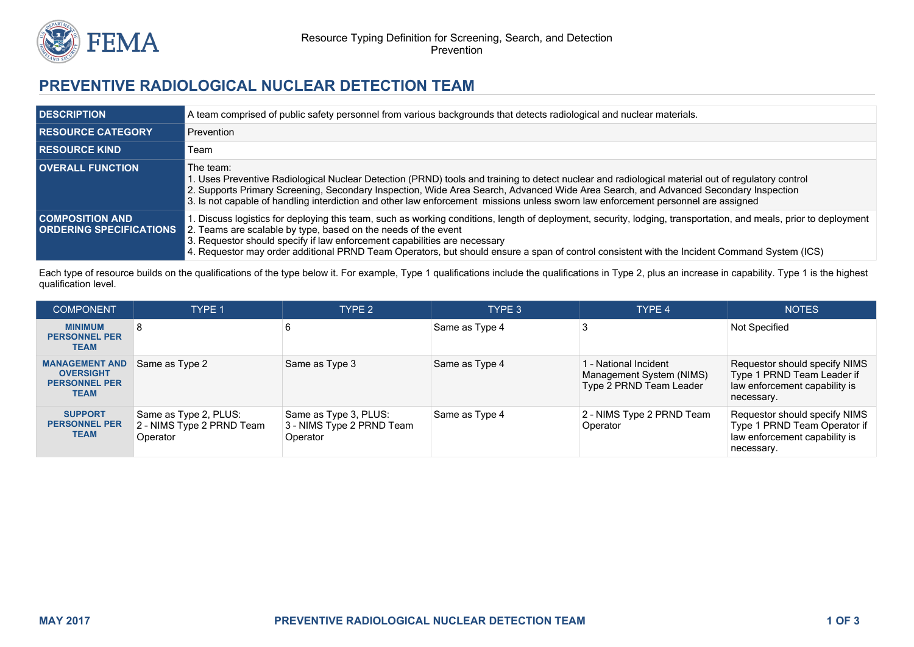Resource Typing Definition for Screening, Search, and Detection
Prevention

# PREVENTIVE RADIOLOGICAL NUCLEAR DETECTION TEAM

| | |
|---|---|
| **DESCRIPTION** | A team comprised of public safety personnel from various backgrounds that detects radiological and nuclear materials. |
| **RESOURCE CATEGORY** | Prevention |
| **RESOURCE KIND** | Team |
| **OVERALL FUNCTION** | The team:<br>1. Uses Preventive Radiological Nuclear Detection (PRND) tools and training to detect nuclear and radiological material out of regulatory control<br>2. Supports Primary Screening, Secondary Inspection, Wide Area Search, Advanced Wide Area Search, and Advanced Secondary Inspection<br>3. Is not capable of handling interdiction and other law enforcement missions unless sworn law enforcement personnel are assigned |
| **COMPOSITION AND ORDERING SPECIFICATIONS** | 1. Discuss logistics for deploying this team, such as working conditions, length of deployment, security, lodging, transportation, and meals, prior to deployment<br>2. Teams are scalable by type, based on the needs of the event<br>3. Requestor should specify if law enforcement capabilities are necessary<br>4. Requestor may order additional PRND Team Operators, but should ensure a span of control consistent with the Incident Command System (ICS) |

Each type of resource builds on the qualifications of the type below it. For example, Type 1 qualifications include the qualifications in Type 2, plus an increase in capability. Type 1 is the highest qualification level.

| COMPONENT | TYPE 1 | TYPE 2 | TYPE 3 | TYPE 4 | NOTES |
|---|---|---|---|---|---|
| **MINIMUM PERSONNEL PER TEAM** | 8 | 6 | Same as Type 4 | 3 | Not Specified |
| **MANAGEMENT AND OVERSIGHT PERSONNEL PER TEAM** | Same as Type 2 | Same as Type 3 | Same as Type 4 | 1 - National Incident Management System (NIMS) Type 2 PRND Team Leader | Requestor should specify NIMS Type 1 PRND Team Leader if law enforcement capability is necessary. |
| **SUPPORT PERSONNEL PER TEAM** | Same as Type 2, PLUS:<br>2 - NIMS Type 2 PRND Team Operator | Same as Type 3, PLUS:<br>3 - NIMS Type 2 PRND Team Operator | Same as Type 4 | 2 - NIMS Type 2 PRND Team Operator | Requestor should specify NIMS Type 1 PRND Team Operator if law enforcement capability is necessary. |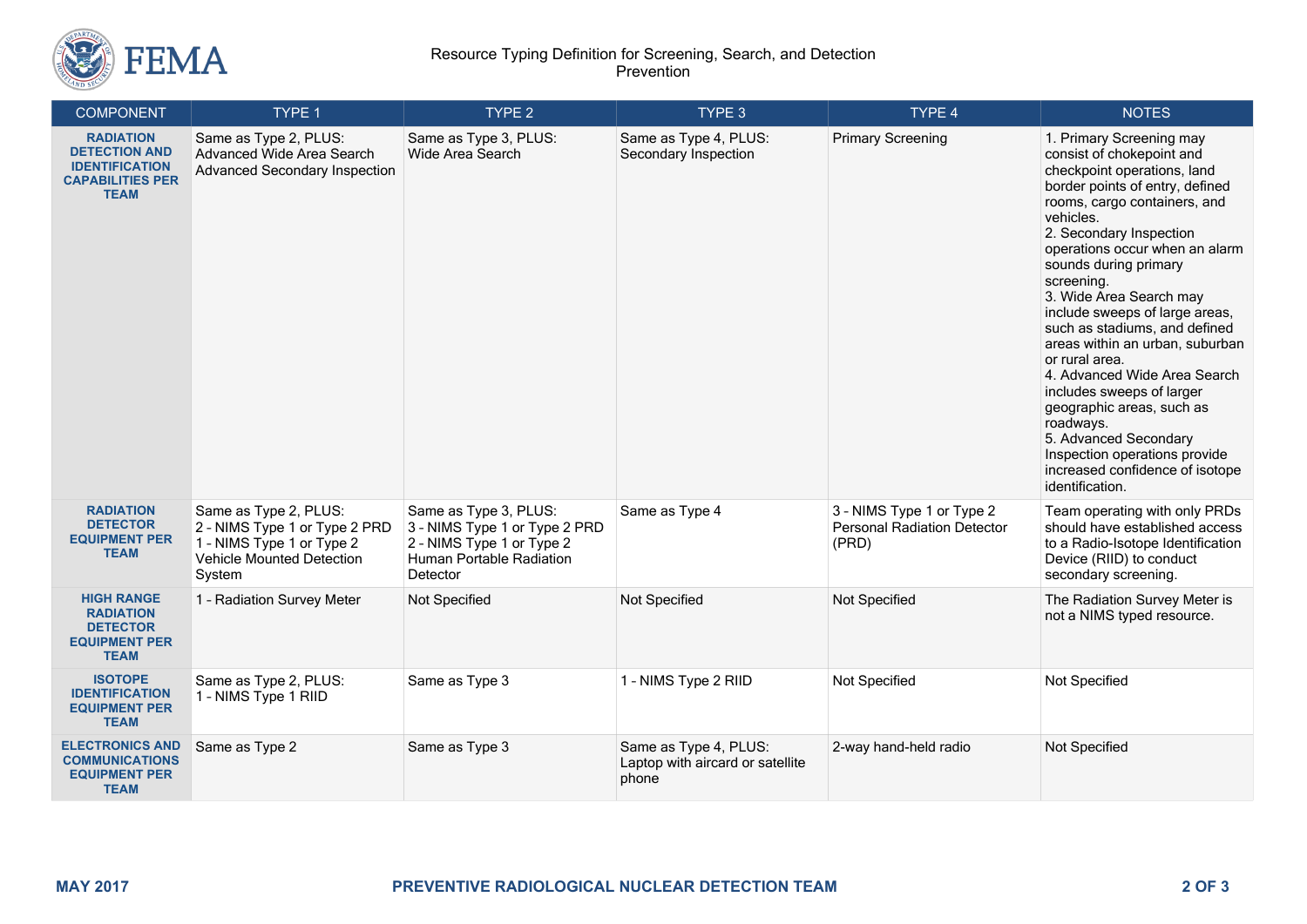| COMPONENT | TYPE 1 | TYPE 2 | TYPE 3 | TYPE 4 | NOTES |
|---|---|---|---|---|---|
| **RADIATION DETECTION AND IDENTIFICATION CAPABILITIES PER TEAM** | Same as Type 2, PLUS:<br>Advanced Wide Area Search<br>Advanced Secondary Inspection | Same as Type 3, PLUS:<br>Wide Area Search | Same as Type 4, PLUS:<br>Secondary Inspection | Primary Screening | 1. Primary Screening may consist of chokepoint and checkpoint operations, land border points of entry, defined rooms, cargo containers, and vehicles.<br>2. Secondary Inspection operations occur when an alarm sounds during primary screening.<br>3. Wide Area Search may include sweeps of large areas, such as stadiums, and defined areas within an urban, suburban or rural area.<br>4. Advanced Wide Area Search includes sweeps of larger geographic areas, such as roadways.<br>5. Advanced Secondary Inspection operations provide increased confidence of isotope identification. |
| **RADIATION DETECTOR EQUIPMENT PER TEAM** | Same as Type 2, PLUS:<br>2 - NIMS Type 1 or Type 2 PRD<br>1 - NIMS Type 1 or Type 2 Vehicle Mounted Detection System | Same as Type 3, PLUS:<br>3 - NIMS Type 1 or Type 2 PRD<br>2 - NIMS Type 1 or Type 2 Human Portable Radiation Detector | Same as Type 4 | 3 - NIMS Type 1 or Type 2 Personal Radiation Detector (PRD) | Team operating with only PRDs should have established access to a Radio-Isotope Identification Device (RIID) to conduct secondary screening. |
| **HIGH RANGE RADIATION DETECTOR EQUIPMENT PER TEAM** | 1 - Radiation Survey Meter | Not Specified | Not Specified | Not Specified | The Radiation Survey Meter is not a NIMS typed resource. |
| **ISOTOPE IDENTIFICATION EQUIPMENT PER TEAM** | Same as Type 2, PLUS:<br>1 - NIMS Type 1 RIID | Same as Type 3 | 1 - NIMS Type 2 RIID | Not Specified | Not Specified |
| **ELECTRONICS AND COMMUNICATIONS EQUIPMENT PER TEAM** | Same as Type 2 | Same as Type 3 | Same as Type 4, PLUS:<br>Laptop with aircard or satellite phone | 2-way hand-held radio | Not Specified |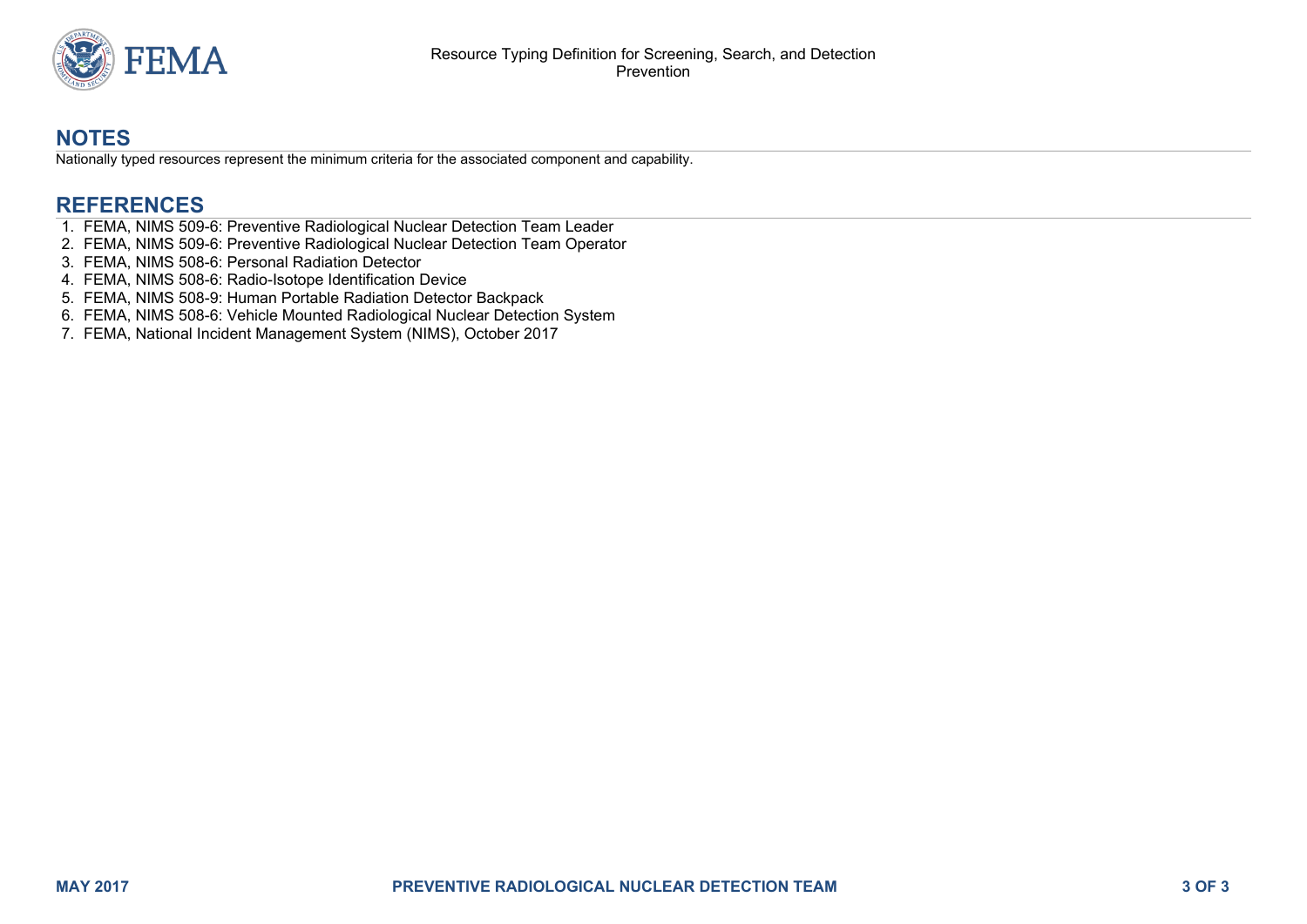## NOTES

Nationally typed resources represent the minimum criteria for the associated component and capability.

## REFERENCES

1. FEMA, NIMS 509-6: Preventive Radiological Nuclear Detection Team Leader
2. FEMA, NIMS 509-6: Preventive Radiological Nuclear Detection Team Operator
3. FEMA, NIMS 508-6: Personal Radiation Detector
4. FEMA, NIMS 508-6: Radio-Isotope Identification Device
5. FEMA, NIMS 508-9: Human Portable Radiation Detector Backpack
6. FEMA, NIMS 508-6: Vehicle Mounted Radiological Nuclear Detection System
7. FEMA, National Incident Management System (NIMS), October 2017